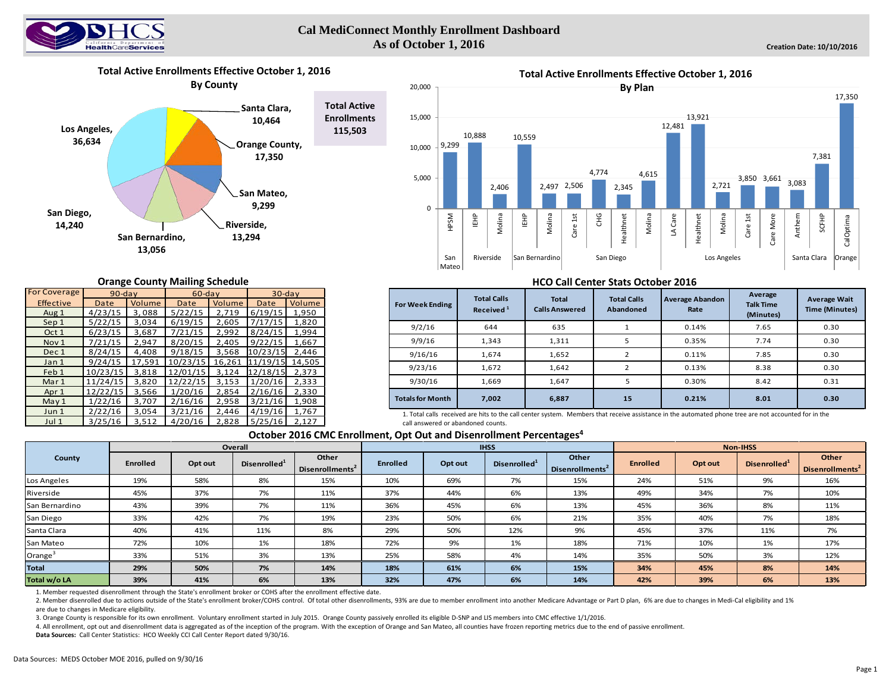# Cal MediConnect Monthly Enrollment Dashboard
## As of October 1, 2016

Creation Date: 10/10/2016

### Total Active Enrollments Effective October 1, 2016 By County

| County | Enrollments |
|---|---|
| Los Angeles | 36,634 |
| Santa Clara | 10,464 |
| Orange County | 17,350 |
| San Mateo | 9,299 |
| Riverside | 13,294 |
| San Bernardino | 13,056 |
| San Diego | 14,240 |

**Total Active Enrollments 115,503**

### Total Active Enrollments Effective October 1, 2016 By Plan

| County | Plan | Enrollments |
|---|---|---|
| San Mateo | HPSM | 9,299 |
| Riverside | IEHP | 10,888 |
| Riverside | Molina | 2,406 |
| San Bernardino | IEHP | 10,559 |
| San Bernardino | Molina | 2,497 |
| San Diego | Care 1st | 2,506 |
| San Diego | CHG | 4,774 |
| San Diego | Healthnet | 2,345 |
| San Diego | Molina | 4,615 |
| Los Angeles | LA Care | 12,481 |
| Los Angeles | Healthnet | 13,921 |
| Los Angeles | Molina | 2,721 |
| Los Angeles | Care 1st | 3,850 |
| Los Angeles | Care More | 3,661 |
| Santa Clara | Anthem | 3,083 |
| Santa Clara | SCFHP | 7,381 |
| Orange | CalOptima | 17,350 |

### Orange County Mailing Schedule

| For Coverage | 90-day | | 60-day | | 30-day | |
|---|---|---|---|---|---|---|
| Effective | Date | Volume | Date | Volume | Date | Volume |
| Aug 1 | 4/23/15 | 3,088 | 5/22/15 | 2,719 | 6/19/15 | 1,950 |
| Sep 1 | 5/22/15 | 3,034 | 6/19/15 | 2,605 | 7/17/15 | 1,820 |
| Oct 1 | 6/23/15 | 3,687 | 7/21/15 | 2,992 | 8/24/15 | 1,994 |
| Nov 1 | 7/21/15 | 2,947 | 8/20/15 | 2,405 | 9/22/15 | 1,667 |
| Dec 1 | 8/24/15 | 4,408 | 9/18/15 | 3,568 | 10/23/15 | 2,446 |
| Jan 1 | 9/24/15 | 17,591 | 10/23/15 | 16,261 | 11/19/15 | 14,505 |
| Feb 1 | 10/23/15 | 3,818 | 12/01/15 | 3,124 | 12/18/15 | 2,373 |
| Mar 1 | 11/24/15 | 3,820 | 12/22/15 | 3,153 | 1/20/16 | 2,333 |
| Apr 1 | 12/22/15 | 3,566 | 1/20/16 | 2,854 | 2/16/16 | 2,330 |
| May 1 | 1/22/16 | 3,707 | 2/16/16 | 2,958 | 3/21/16 | 1,908 |
| Jun 1 | 2/22/16 | 3,054 | 3/21/16 | 2,446 | 4/19/16 | 1,767 |
| Jul 1 | 3/25/16 | 3,512 | 4/20/16 | 2,828 | 5/25/16 | 2,127 |

### HCO Call Center Stats October 2016

| For Week Ending | Total Calls Received [1] | Total Calls Answered | Total Calls Abandoned | Average Abandon Rate | Average Talk Time (Minutes) | Average Wait Time (Minutes) |
|---|---|---|---|---|---|---|
| 9/2/16 | 644 | 635 | 1 | 0.14% | 7.65 | 0.30 |
| 9/9/16 | 1,343 | 1,311 | 5 | 0.35% | 7.74 | 0.30 |
| 9/16/16 | 1,674 | 1,652 | 2 | 0.11% | 7.85 | 0.30 |
| 9/23/16 | 1,672 | 1,642 | 2 | 0.13% | 8.38 | 0.30 |
| 9/30/16 | 1,669 | 1,647 | 5 | 0.30% | 8.42 | 0.31 |
| **Totals for Month** | **7,002** | **6,887** | **15** | **0.21%** | **8.01** | **0.30** |

1. Total calls received are hits to the call center system. Members that receive assistance in the automated phone tree are not accounted for in the call answered or abandoned counts.

### October 2016 CMC Enrollment, Opt Out and Disenrollment Percentages[4]

| County | Overall | | | | IHSS | | | | Non-IHSS | | | |
|---|---|---|---|---|---|---|---|---|---|---|---|---|
| | Enrolled | Opt out | Disenrolled[1] | Other Disenrollments[2] | Enrolled | Opt out | Disenrolled[1] | Other Disenrollments[2] | Enrolled | Opt out | Disenrolled[1] | Other Disenrollments[2] |
| Los Angeles | 19% | 58% | 8% | 15% | 10% | 69% | 7% | 15% | 24% | 51% | 9% | 16% |
| Riverside | 45% | 37% | 7% | 11% | 37% | 44% | 6% | 13% | 49% | 34% | 7% | 10% |
| San Bernardino | 43% | 39% | 7% | 11% | 36% | 45% | 6% | 13% | 45% | 36% | 8% | 11% |
| San Diego | 33% | 42% | 7% | 19% | 23% | 50% | 6% | 21% | 35% | 40% | 7% | 18% |
| Santa Clara | 40% | 41% | 11% | 8% | 29% | 50% | 12% | 9% | 45% | 37% | 11% | 7% |
| San Mateo | 72% | 10% | 1% | 18% | 72% | 9% | 1% | 18% | 71% | 10% | 1% | 17% |
| Orange[3] | 33% | 51% | 3% | 13% | 25% | 58% | 4% | 14% | 35% | 50% | 3% | 12% |
| **Total** | **29%** | **50%** | **7%** | **14%** | **18%** | **61%** | **6%** | **15%** | **34%** | **45%** | **8%** | **14%** |
| **Total w/o LA** | **39%** | **41%** | **6%** | **13%** | **32%** | **47%** | **6%** | **14%** | **42%** | **39%** | **6%** | **13%** |

1. Member requested disenrollment through the State's enrollment broker or COHS after the enrollment effective date.
2. Member disenrolled due to actions outside of the State's enrollment broker/COHS control. Of total other disenrollments, 93% are due to member enrollment into another Medicare Advantage or Part D plan, 6% are due to changes in Medi-Cal eligibility and 1% are due to changes in Medicare eligibility.
3. Orange County is responsible for its own enrollment. Voluntary enrollment started in July 2015. Orange County passively enrolled its eligible D-SNP and LIS members into CMC effective 1/1/2016.
4. All enrollment, opt out and disenrollment data is aggregated as of the inception of the program. With the exception of Orange and San Mateo, all counties have frozen reporting metrics due to the end of passive enrollment.

**Data Sources:** Call Center Statistics: HCO Weekly CCI Call Center Report dated 9/30/16.

Data Sources: MEDS October MOE 2016, pulled on 9/30/16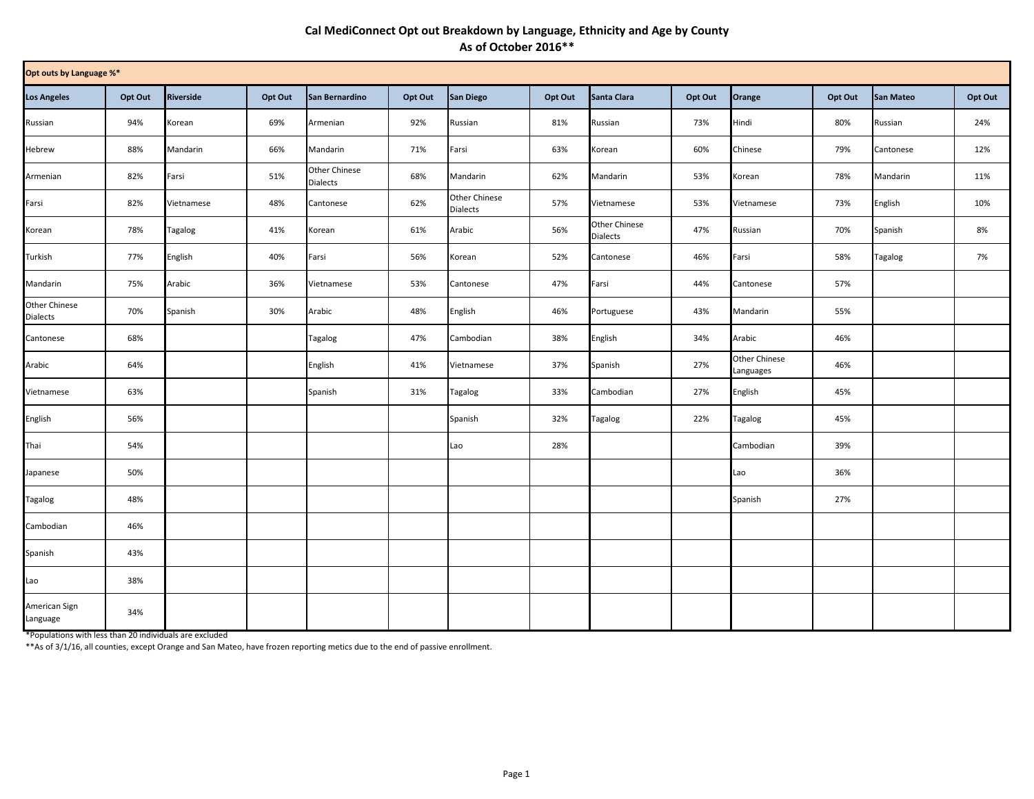# Cal MediConnect Opt out Breakdown by Language, Ethnicity and Age by County
## As of October 2016**

| Opt outs by Language %* | | | | | | | | | | | | | |
|---|---|---|---|---|---|---|---|---|---|---|---|---|---|
| **Los Angeles** | **Opt Out** | **Riverside** | **Opt Out** | **San Bernardino** | **Opt Out** | **San Diego** | **Opt Out** | **Santa Clara** | **Opt Out** | **Orange** | **Opt Out** | **San Mateo** | **Opt Out** |
| Russian | 94% | Korean | 69% | Armenian | 92% | Russian | 81% | Russian | 73% | Hindi | 80% | Russian | 24% |
| Hebrew | 88% | Mandarin | 66% | Mandarin | 71% | Farsi | 63% | Korean | 60% | Chinese | 79% | Cantonese | 12% |
| Armenian | 82% | Farsi | 51% | Other Chinese Dialects | 68% | Mandarin | 62% | Mandarin | 53% | Korean | 78% | Mandarin | 11% |
| Farsi | 82% | Vietnamese | 48% | Cantonese | 62% | Other Chinese Dialects | 57% | Vietnamese | 53% | Vietnamese | 73% | English | 10% |
| Korean | 78% | Tagalog | 41% | Korean | 61% | Arabic | 56% | Other Chinese Dialects | 47% | Russian | 70% | Spanish | 8% |
| Turkish | 77% | English | 40% | Farsi | 56% | Korean | 52% | Cantonese | 46% | Farsi | 58% | Tagalog | 7% |
| Mandarin | 75% | Arabic | 36% | Vietnamese | 53% | Cantonese | 47% | Farsi | 44% | Cantonese | 57% | | |
| Other Chinese Dialects | 70% | Spanish | 30% | Arabic | 48% | English | 46% | Portuguese | 43% | Mandarin | 55% | | |
| Cantonese | 68% | | | Tagalog | 47% | Cambodian | 38% | English | 34% | Arabic | 46% | | |
| Arabic | 64% | | | English | 41% | Vietnamese | 37% | Spanish | 27% | Other Chinese Languages | 46% | | |
| Vietnamese | 63% | | | Spanish | 31% | Tagalog | 33% | Cambodian | 27% | English | 45% | | |
| English | 56% | | | | | Spanish | 32% | Tagalog | 22% | Tagalog | 45% | | |
| Thai | 54% | | | | | Lao | 28% | | | Cambodian | 39% | | |
| Japanese | 50% | | | | | | | | | Lao | 36% | | |
| Tagalog | 48% | | | | | | | | | Spanish | 27% | | |
| Cambodian | 46% | | | | | | | | | | | | |
| Spanish | 43% | | | | | | | | | | | | |
| Lao | 38% | | | | | | | | | | | | |
| American Sign Language | 34% | | | | | | | | | | | | |

*Populations with less than 20 individuals are excluded

**As of 3/1/16, all counties, except Orange and San Mateo, have frozen reporting metics due to the end of passive enrollment.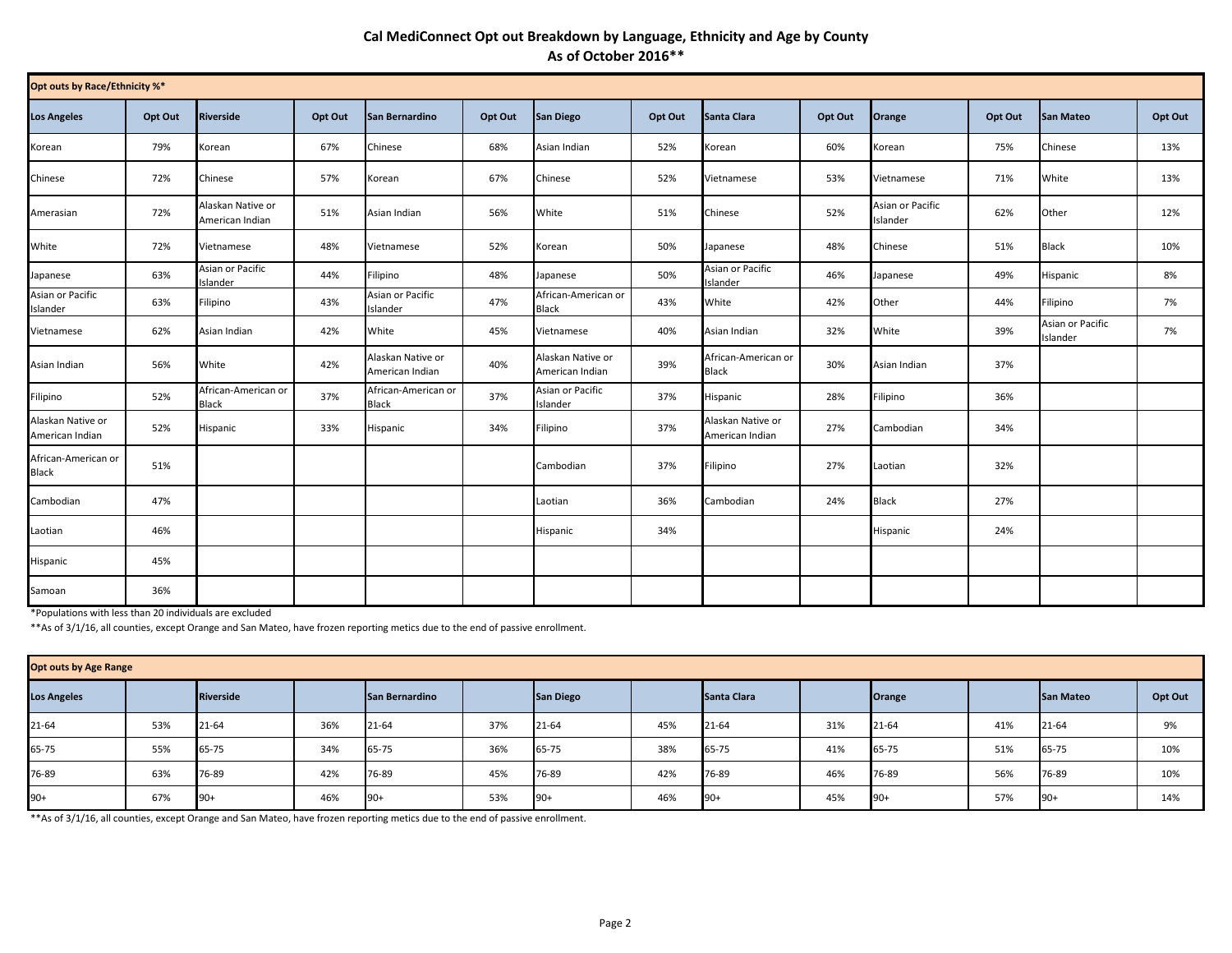## Cal MediConnect Opt out Breakdown by Language, Ethnicity and Age by County
## As of October 2016**

| Opt outs by Race/Ethnicity %* | | | | | | | | | | | | | |
|---|---|---|---|---|---|---|---|---|---|---|---|---|---|
| **Los Angeles** | **Opt Out** | **Riverside** | **Opt Out** | **San Bernardino** | **Opt Out** | **San Diego** | **Opt Out** | **Santa Clara** | **Opt Out** | **Orange** | **Opt Out** | **San Mateo** | **Opt Out** |
| Korean | 79% | Korean | 67% | Chinese | 68% | Asian Indian | 52% | Korean | 60% | Korean | 75% | Chinese | 13% |
| Chinese | 72% | Chinese | 57% | Korean | 67% | Chinese | 52% | Vietnamese | 53% | Vietnamese | 71% | White | 13% |
| Amerasian | 72% | Alaskan Native or American Indian | 51% | Asian Indian | 56% | White | 51% | Chinese | 52% | Asian or Pacific Islander | 62% | Other | 12% |
| White | 72% | Vietnamese | 48% | Vietnamese | 52% | Korean | 50% | Japanese | 48% | Chinese | 51% | Black | 10% |
| Japanese | 63% | Asian or Pacific Islander | 44% | Filipino | 48% | Japanese | 50% | Asian or Pacific Islander | 46% | Japanese | 49% | Hispanic | 8% |
| Asian or Pacific Islander | 63% | Filipino | 43% | Asian or Pacific Islander | 47% | African-American or Black | 43% | White | 42% | Other | 44% | Filipino | 7% |
| Vietnamese | 62% | Asian Indian | 42% | White | 45% | Vietnamese | 40% | Asian Indian | 32% | White | 39% | Asian or Pacific Islander | 7% |
| Asian Indian | 56% | White | 42% | Alaskan Native or American Indian | 40% | Alaskan Native or American Indian | 39% | African-American or Black | 30% | Asian Indian | 37% | | |
| Filipino | 52% | African-American or Black | 37% | African-American or Black | 37% | Asian or Pacific Islander | 37% | Hispanic | 28% | Filipino | 36% | | |
| Alaskan Native or American Indian | 52% | Hispanic | 33% | Hispanic | 34% | Filipino | 37% | Alaskan Native or American Indian | 27% | Cambodian | 34% | | |
| African-American or Black | 51% | | | | | Cambodian | 37% | Filipino | 27% | Laotian | 32% | | |
| Cambodian | 47% | | | | | Laotian | 36% | Cambodian | 24% | Black | 27% | | |
| Laotian | 46% | | | | | Hispanic | 34% | | | Hispanic | 24% | | |
| Hispanic | 45% | | | | | | | | | | | | |
| Samoan | 36% | | | | | | | | | | | | |

*Populations with less than 20 individuals are excluded

**As of 3/1/16, all counties, except Orange and San Mateo, have frozen reporting metics due to the end of passive enrollment.

| Opt outs by Age Range | | | | | | | | | | | | | |
|---|---|---|---|---|---|---|---|---|---|---|---|---|---|
| **Los Angeles** | | **Riverside** | | **San Bernardino** | | **San Diego** | | **Santa Clara** | | **Orange** | | **San Mateo** | **Opt Out** |
| 21-64 | 53% | 21-64 | 36% | 21-64 | 37% | 21-64 | 45% | 21-64 | 31% | 21-64 | 41% | 21-64 | 9% |
| 65-75 | 55% | 65-75 | 34% | 65-75 | 36% | 65-75 | 38% | 65-75 | 41% | 65-75 | 51% | 65-75 | 10% |
| 76-89 | 63% | 76-89 | 42% | 76-89 | 45% | 76-89 | 42% | 76-89 | 46% | 76-89 | 56% | 76-89 | 10% |
| 90+ | 67% | 90+ | 46% | 90+ | 53% | 90+ | 46% | 90+ | 45% | 90+ | 57% | 90+ | 14% |

**As of 3/1/16, all counties, except Orange and San Mateo, have frozen reporting metics due to the end of passive enrollment.